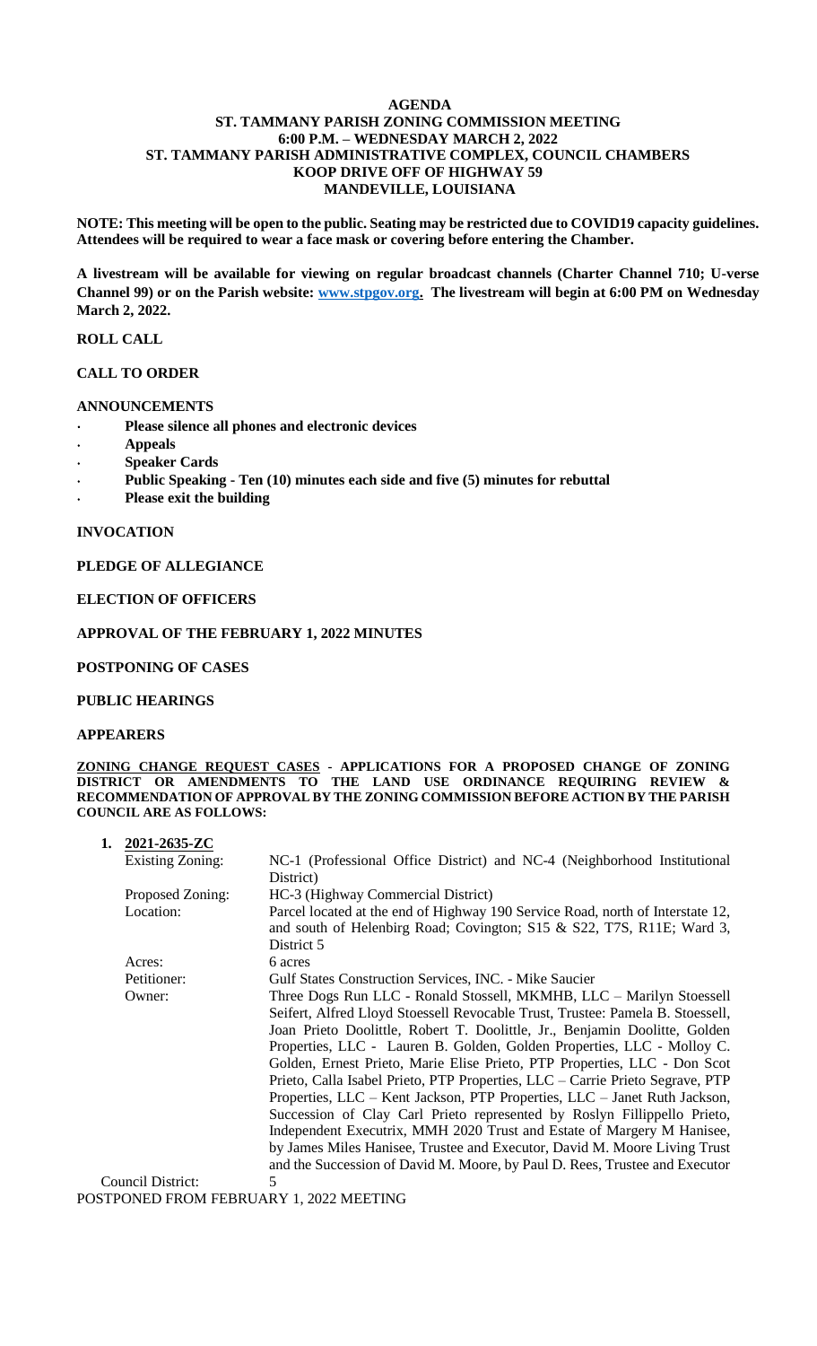# AGENDA

## ST. TAMMANY PARISH ZONING COMMISSION MEETING
## 6:00 P.M. – WEDNESDAY MARCH 2, 2022
## ST. TAMMANY PARISH ADMINISTRATIVE COMPLEX, COUNCIL CHAMBERS
## KOOP DRIVE OFF OF HIGHWAY 59
## MANDEVILLE, LOUISIANA

**NOTE: This meeting will be open to the public. Seating may be restricted due to COVID19 capacity guidelines. Attendees will be required to wear a face mask or covering before entering the Chamber.**

**A livestream will be available for viewing on regular broadcast channels (Charter Channel 710; U-verse Channel 99) or on the Parish website: www.stpgov.org. The livestream will begin at 6:00 PM on Wednesday March 2, 2022.**

**ROLL CALL**

**CALL TO ORDER**

**ANNOUNCEMENTS**

- **Please silence all phones and electronic devices**
- **Appeals**
- **Speaker Cards**
- **Public Speaking - Ten (10) minutes each side and five (5) minutes for rebuttal**
- **Please exit the building**

**INVOCATION**

**PLEDGE OF ALLEGIANCE**

**ELECTION OF OFFICERS**

**APPROVAL OF THE FEBRUARY 1, 2022 MINUTES**

**POSTPONING OF CASES**

**PUBLIC HEARINGS**

**APPEARERS**

**ZONING CHANGE REQUEST CASES - APPLICATIONS FOR A PROPOSED CHANGE OF ZONING DISTRICT OR AMENDMENTS TO THE LAND USE ORDINANCE REQUIRING REVIEW & RECOMMENDATION OF APPROVAL BY THE ZONING COMMISSION BEFORE ACTION BY THE PARISH COUNCIL ARE AS FOLLOWS:**

**1. 2021-2635-ZC**

| | |
|---|---|
| Existing Zoning: | NC-1 (Professional Office District) and NC-4 (Neighborhood Institutional District) |
| Proposed Zoning: | HC-3 (Highway Commercial District) |
| Location: | Parcel located at the end of Highway 190 Service Road, north of Interstate 12, and south of Helenbirg Road; Covington; S15 & S22, T7S, R11E; Ward 3, District 5 |
| Acres: | 6 acres |
| Petitioner: | Gulf States Construction Services, INC. - Mike Saucier |
| Owner: | Three Dogs Run LLC - Ronald Stossell, MKMHB, LLC – Marilyn Stoessell Seifert, Alfred Lloyd Stoessell Revocable Trust, Trustee: Pamela B. Stoessell, Joan Prieto Doolittle, Robert T. Doolittle, Jr., Benjamin Doolitte, Golden Properties, LLC - Lauren B. Golden, Golden Properties, LLC - Molloy C. Golden, Ernest Prieto, Marie Elise Prieto, PTP Properties, LLC - Don Scot Prieto, Calla Isabel Prieto, PTP Properties, LLC – Carrie Prieto Segrave, PTP Properties, LLC – Kent Jackson, PTP Properties, LLC – Janet Ruth Jackson, Succession of Clay Carl Prieto represented by Roslyn Fillippello Prieto, Independent Executrix, MMH 2020 Trust and Estate of Margery M Hanisee, by James Miles Hanisee, Trustee and Executor, David M. Moore Living Trust and the Succession of David M. Moore, by Paul D. Rees, Trustee and Executor |
| Council District: | 5 |

POSTPONED FROM FEBRUARY 1, 2022 MEETING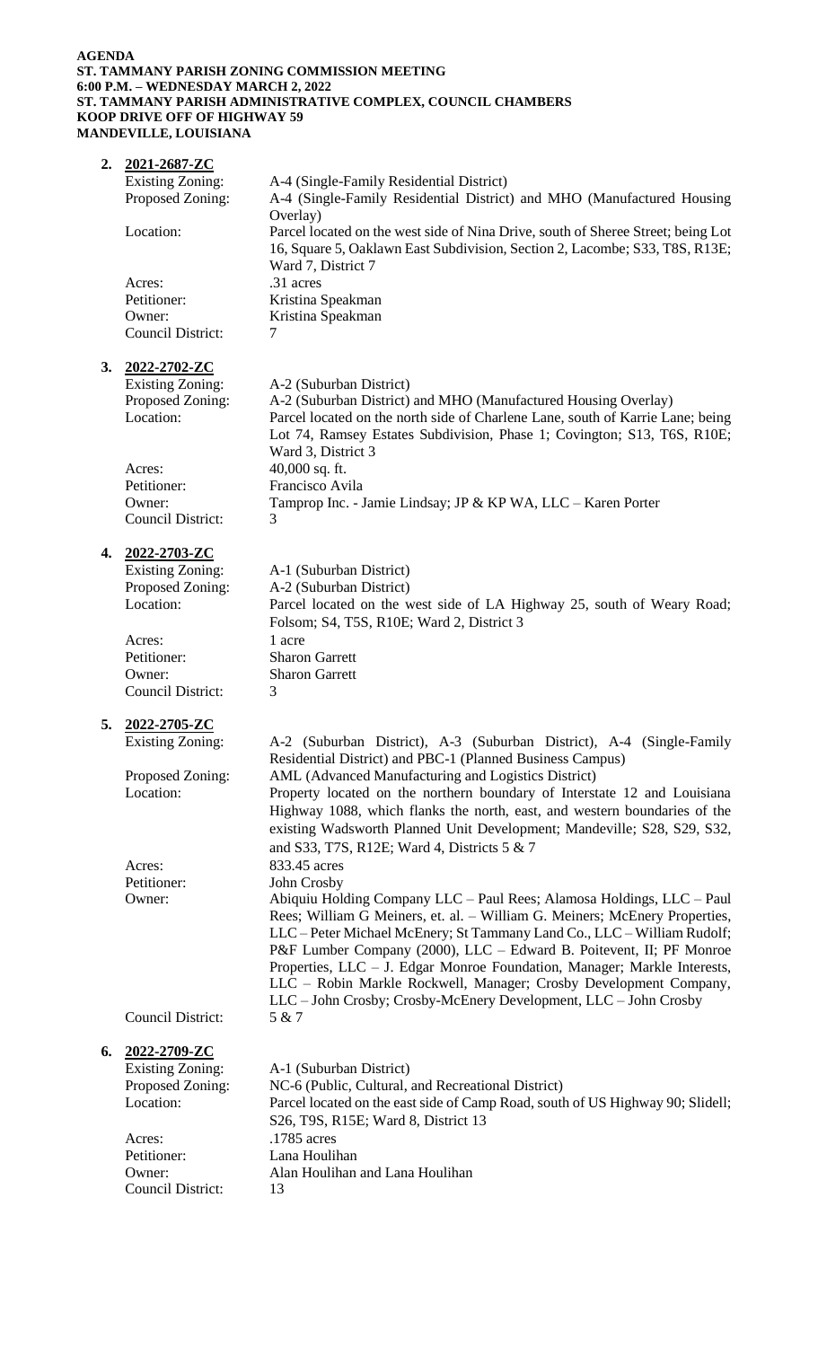**AGENDA**
**ST. TAMMANY PARISH ZONING COMMISSION MEETING**
**6:00 P.M. – WEDNESDAY MARCH 2, 2022**
**ST. TAMMANY PARISH ADMINISTRATIVE COMPLEX, COUNCIL CHAMBERS**
**KOOP DRIVE OFF OF HIGHWAY 59**
**MANDEVILLE, LOUISIANA**

**2. 2021-2687-ZC**

| | |
|---|---|
| Existing Zoning: | A-4 (Single-Family Residential District) |
| Proposed Zoning: | A-4 (Single-Family Residential District) and MHO (Manufactured Housing Overlay) |
| Location: | Parcel located on the west side of Nina Drive, south of Sheree Street; being Lot 16, Square 5, Oaklawn East Subdivision, Section 2, Lacombe; S33, T8S, R13E; Ward 7, District 7 |
| Acres: | .31 acres |
| Petitioner: | Kristina Speakman |
| Owner: | Kristina Speakman |
| Council District: | 7 |

**3. 2022-2702-ZC**

| | |
|---|---|
| Existing Zoning: | A-2 (Suburban District) |
| Proposed Zoning: | A-2 (Suburban District) and MHO (Manufactured Housing Overlay) |
| Location: | Parcel located on the north side of Charlene Lane, south of Karrie Lane; being Lot 74, Ramsey Estates Subdivision, Phase 1; Covington; S13, T6S, R10E; Ward 3, District 3 |
| Acres: | 40,000 sq. ft. |
| Petitioner: | Francisco Avila |
| Owner: | Tamprop Inc. - Jamie Lindsay; JP & KP WA, LLC – Karen Porter |
| Council District: | 3 |

**4. 2022-2703-ZC**

| | |
|---|---|
| Existing Zoning: | A-1 (Suburban District) |
| Proposed Zoning: | A-2 (Suburban District) |
| Location: | Parcel located on the west side of LA Highway 25, south of Weary Road; Folsom; S4, T5S, R10E; Ward 2, District 3 |
| Acres: | 1 acre |
| Petitioner: | Sharon Garrett |
| Owner: | Sharon Garrett |
| Council District: | 3 |

**5. 2022-2705-ZC**

| | |
|---|---|
| Existing Zoning: | A-2 (Suburban District), A-3 (Suburban District), A-4 (Single-Family Residential District) and PBC-1 (Planned Business Campus) |
| Proposed Zoning: | AML (Advanced Manufacturing and Logistics District) |
| Location: | Property located on the northern boundary of Interstate 12 and Louisiana Highway 1088, which flanks the north, east, and western boundaries of the existing Wadsworth Planned Unit Development; Mandeville; S28, S29, S32, and S33, T7S, R12E; Ward 4, Districts 5 & 7 |
| Acres: | 833.45 acres |
| Petitioner: | John Crosby |
| Owner: | Abiquiu Holding Company LLC – Paul Rees; Alamosa Holdings, LLC – Paul Rees; William G Meiners, et. al. – William G. Meiners; McEnery Properties, LLC – Peter Michael McEnery; St Tammany Land Co., LLC – William Rudolf; P&F Lumber Company (2000), LLC – Edward B. Poitevent, II; PF Monroe Properties, LLC – J. Edgar Monroe Foundation, Manager; Markle Interests, LLC – Robin Markle Rockwell, Manager; Crosby Development Company, LLC – John Crosby; Crosby-McEnery Development, LLC – John Crosby |
| Council District: | 5 & 7 |

**6. 2022-2709-ZC**

| | |
|---|---|
| Existing Zoning: | A-1 (Suburban District) |
| Proposed Zoning: | NC-6 (Public, Cultural, and Recreational District) |
| Location: | Parcel located on the east side of Camp Road, south of US Highway 90; Slidell; S26, T9S, R15E; Ward 8, District 13 |
| Acres: | .1785 acres |
| Petitioner: | Lana Houlihan |
| Owner: | Alan Houlihan and Lana Houlihan |
| Council District: | 13 |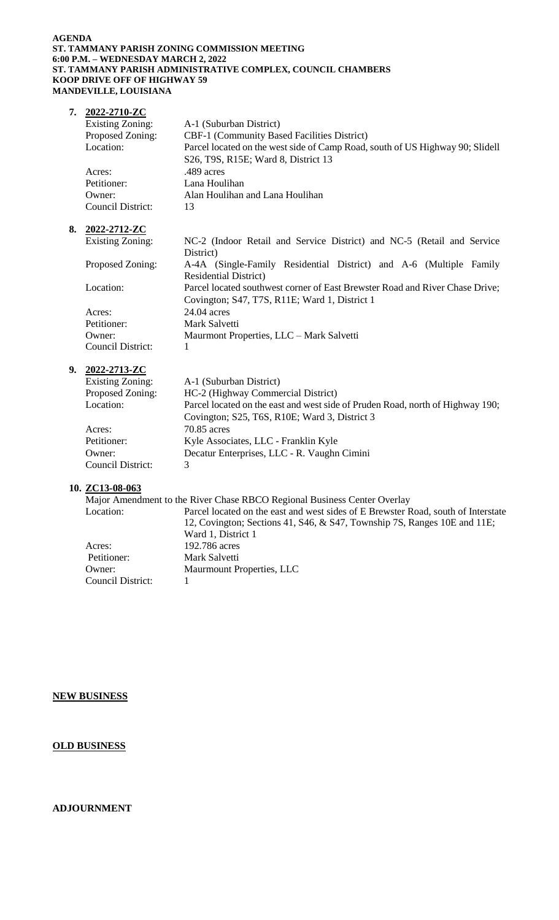**AGENDA**
**ST. TAMMANY PARISH ZONING COMMISSION MEETING**
**6:00 P.M. – WEDNESDAY MARCH 2, 2022**
**ST. TAMMANY PARISH ADMINISTRATIVE COMPLEX, COUNCIL CHAMBERS**
**KOOP DRIVE OFF OF HIGHWAY 59**
**MANDEVILLE, LOUISIANA**

7. **2022-2710-ZC**

| | |
|---|---|
| Existing Zoning: | A-1 (Suburban District) |
| Proposed Zoning: | CBF-1 (Community Based Facilities District) |
| Location: | Parcel located on the west side of Camp Road, south of US Highway 90; Slidell S26, T9S, R15E; Ward 8, District 13 |
| Acres: | .489 acres |
| Petitioner: | Lana Houlihan |
| Owner: | Alan Houlihan and Lana Houlihan |
| Council District: | 13 |

8. **2022-2712-ZC**

| | |
|---|---|
| Existing Zoning: | NC-2 (Indoor Retail and Service District) and NC-5 (Retail and Service District) |
| Proposed Zoning: | A-4A (Single-Family Residential District) and A-6 (Multiple Family Residential District) |
| Location: | Parcel located southwest corner of East Brewster Road and River Chase Drive; Covington; S47, T7S, R11E; Ward 1, District 1 |
| Acres: | 24.04 acres |
| Petitioner: | Mark Salvetti |
| Owner: | Maurmont Properties, LLC – Mark Salvetti |
| Council District: | 1 |

9. **2022-2713-ZC**

| | |
|---|---|
| Existing Zoning: | A-1 (Suburban District) |
| Proposed Zoning: | HC-2 (Highway Commercial District) |
| Location: | Parcel located on the east and west side of Pruden Road, north of Highway 190; Covington; S25, T6S, R10E; Ward 3, District 3 |
| Acres: | 70.85 acres |
| Petitioner: | Kyle Associates, LLC - Franklin Kyle |
| Owner: | Decatur Enterprises, LLC - R. Vaughn Cimini |
| Council District: | 3 |

10. **ZC13-08-063**

Major Amendment to the River Chase RBCO Regional Business Center Overlay

| | |
|---|---|
| Location: | Parcel located on the east and west sides of E Brewster Road, south of Interstate 12, Covington; Sections 41, S46, & S47, Township 7S, Ranges 10E and 11E; Ward 1, District 1 |
| Acres: | 192.786 acres |
| Petitioner: | Mark Salvetti |
| Owner: | Maurmount Properties, LLC |
| Council District: | 1 |

**NEW BUSINESS**

**OLD BUSINESS**

**ADJOURNMENT**